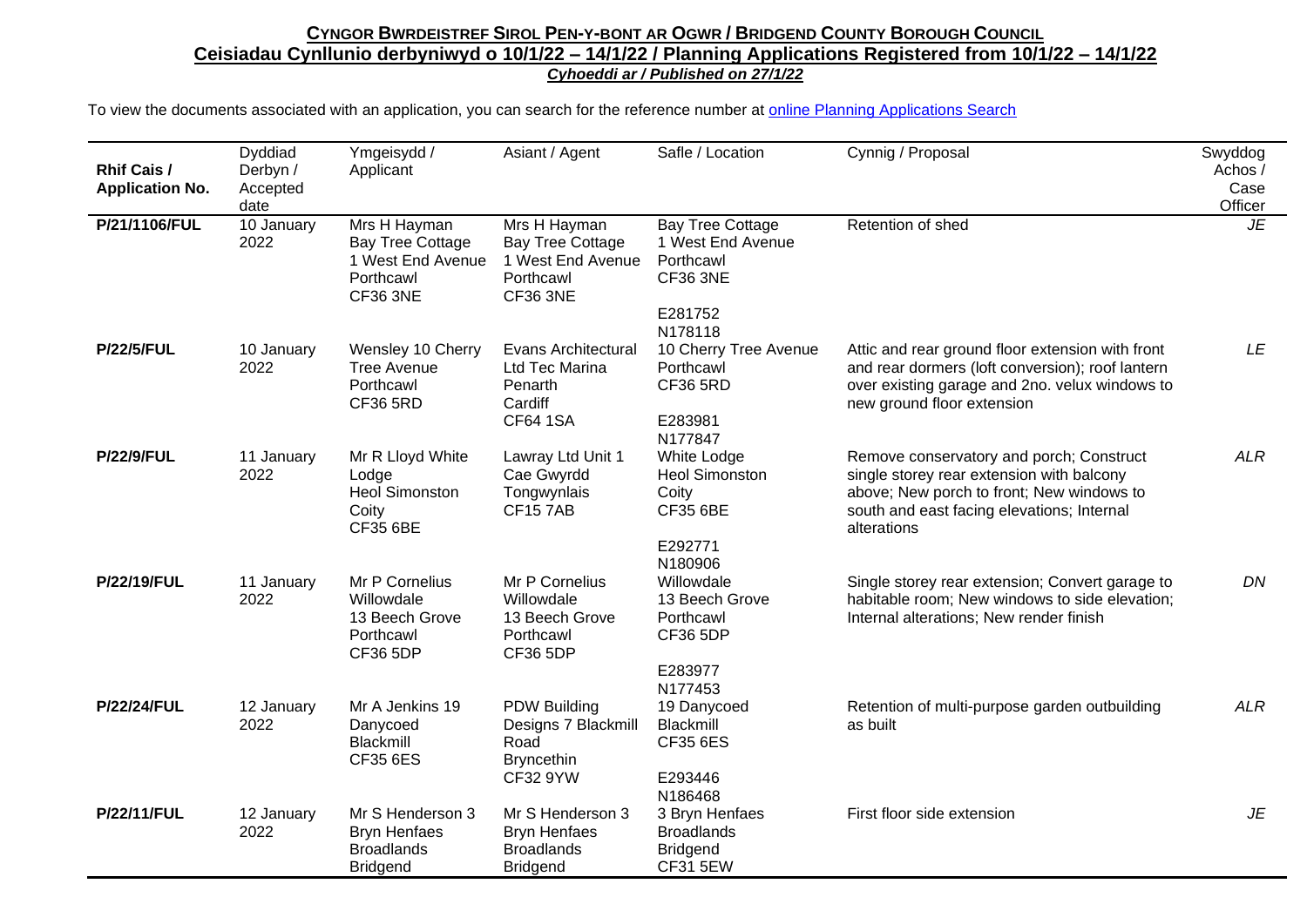## **Cyngor Bwrdeistref Sirol Pen-y-bont ar Ogwr / Bridgend County Borough Council**

## **Ceisiadau Cynllunio derbyniwyd o 10/1/22 – 14/1/22 / Planning Applications Registered from 10/1/22 – 14/1/22**

***Cyhoeddi ar / Published on 27/1/22***

To view the documents associated with an application, you can search for the reference number at online Planning Applications Search

| Rhif Cais / Application No. | Dyddiad Derbyn / Accepted date | Ymgeisydd / Applicant | Asiant / Agent | Safle / Location | Cynnig / Proposal | Swyddog Achos / Case Officer |
|---|---|---|---|---|---|---|
| **P/21/1106/FUL** | 10 January 2022 | Mrs H Hayman Bay Tree Cottage 1 West End Avenue Porthcawl CF36 3NE | Mrs H Hayman Bay Tree Cottage 1 West End Avenue Porthcawl CF36 3NE | Bay Tree Cottage 1 West End Avenue Porthcawl CF36 3NE E281752 N178118 | Retention of shed | *JE* |
| **P/22/5/FUL** | 10 January 2022 | Wensley 10 Cherry Tree Avenue Porthcawl CF36 5RD | Evans Architectural Ltd Tec Marina Penarth Cardiff CF64 1SA | 10 Cherry Tree Avenue Porthcawl CF36 5RD E283981 N177847 | Attic and rear ground floor extension with front and rear dormers (loft conversion); roof lantern over existing garage and 2no. velux windows to new ground floor extension | *LE* |
| **P/22/9/FUL** | 11 January 2022 | Mr R Lloyd White Lodge Heol Simonston Coity CF35 6BE | Lawray Ltd Unit 1 Cae Gwyrdd Tongwynlais CF15 7AB | White Lodge Heol Simonston Coity CF35 6BE E292771 N180906 | Remove conservatory and porch; Construct single storey rear extension with balcony above; New porch to front; New windows to south and east facing elevations; Internal alterations | *ALR* |
| **P/22/19/FUL** | 11 January 2022 | Mr P Cornelius Willowdale 13 Beech Grove Porthcawl CF36 5DP | Mr P Cornelius Willowdale 13 Beech Grove Porthcawl CF36 5DP | Willowdale 13 Beech Grove Porthcawl CF36 5DP E283977 N177453 | Single storey rear extension; Convert garage to habitable room; New windows to side elevation; Internal alterations; New render finish | *DN* |
| **P/22/24/FUL** | 12 January 2022 | Mr A Jenkins 19 Danycoed Blackmill CF35 6ES | PDW Building Designs 7 Blackmill Road Bryncethin CF32 9YW | 19 Danycoed Blackmill CF35 6ES E293446 N186468 | Retention of multi-purpose garden outbuilding as built | *ALR* |
| **P/22/11/FUL** | 12 January 2022 | Mr S Henderson 3 Bryn Henfaes Broadlands Bridgend | Mr S Henderson 3 Bryn Henfaes Broadlands Bridgend | 3 Bryn Henfaes Broadlands Bridgend CF31 5EW | First floor side extension | *JE* |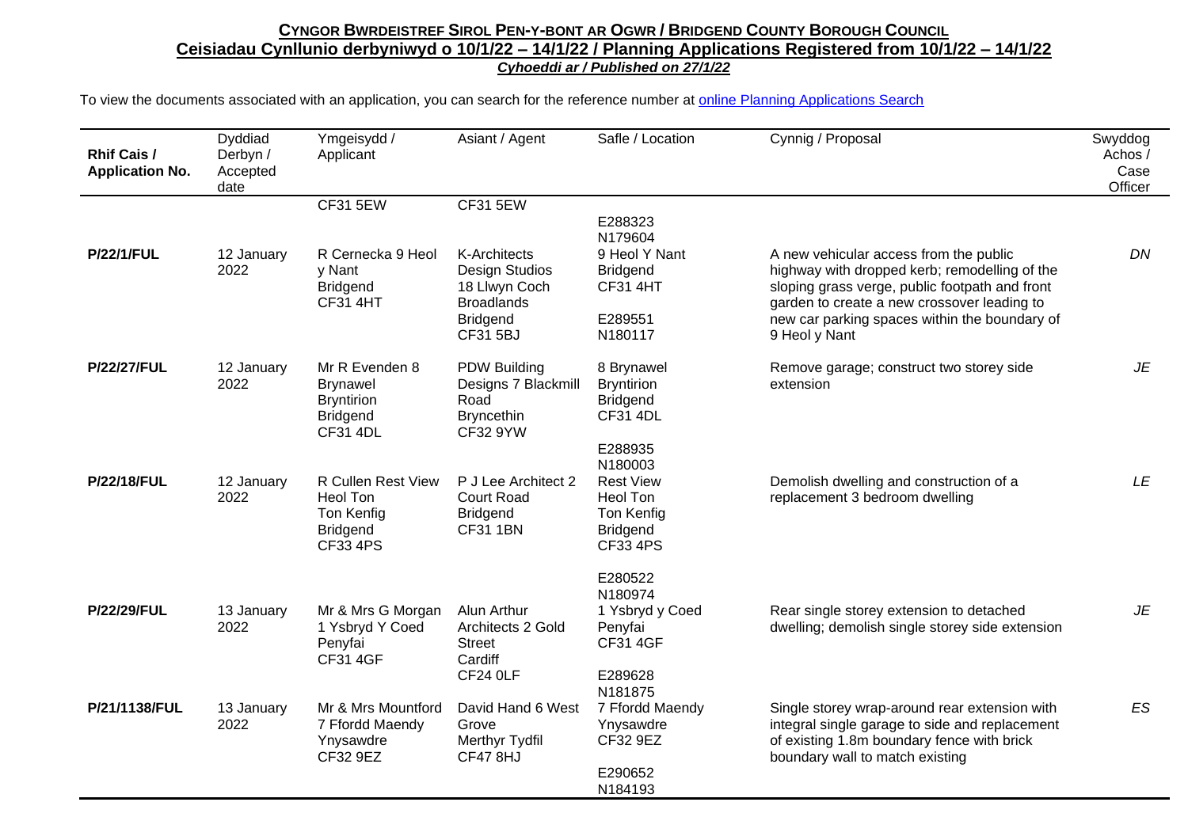## CYNGOR BWRDEISTREF SIROL PEN-Y-BONT AR OGWR / BRIDGEND COUNTY BOROUGH COUNCIL

## Ceisiadau Cynllunio derbyniwyd o 10/1/22 – 14/1/22 / Planning Applications Registered from 10/1/22 – 14/1/22

***Cyhoeddi ar / Published on 27/1/22***

To view the documents associated with an application, you can search for the reference number at online Planning Applications Search

| Rhif Cais / Application No. | Dyddiad Derbyn / Accepted date | Ymgeisydd / Applicant | Asiant / Agent | Safle / Location | Cynnig / Proposal | Swyddog Achos / Case Officer |
|---|---|---|---|---|---|---|
| | | CF31 5EW | CF31 5EW | E288323 N179604 | | |
| **P/22/1/FUL** | 12 January 2022 | R Cernecka 9 Heol y Nant Bridgend CF31 4HT | K-Architects Design Studios 18 Llwyn Coch Broadlands Bridgend CF31 5BJ | 9 Heol Y Nant Bridgend CF31 4HT E289551 N180117 | A new vehicular access from the public highway with dropped kerb; remodelling of the sloping grass verge, public footpath and front garden to create a new crossover leading to new car parking spaces within the boundary of 9 Heol y Nant | *DN* |
| **P/22/27/FUL** | 12 January 2022 | Mr R Evenden 8 Brynawel Bryntirion Bridgend CF31 4DL | PDW Building Designs 7 Blackmill Road Bryncethin CF32 9YW | 8 Brynawel Bryntirion Bridgend CF31 4DL E288935 N180003 | Remove garage; construct two storey side extension | *JE* |
| **P/22/18/FUL** | 12 January 2022 | R Cullen Rest View Heol Ton Ton Kenfig Bridgend CF33 4PS | P J Lee Architect 2 Court Road Bridgend CF31 1BN | Rest View Heol Ton Ton Kenfig Bridgend CF33 4PS E280522 N180974 | Demolish dwelling and construction of a replacement 3 bedroom dwelling | *LE* |
| **P/22/29/FUL** | 13 January 2022 | Mr & Mrs G Morgan 1 Ysbryd Y Coed Penyfai CF31 4GF | Alun Arthur Architects 2 Gold Street Cardiff CF24 0LF | 1 Ysbryd y Coed Penyfai CF31 4GF E289628 N181875 | Rear single storey extension to detached dwelling; demolish single storey side extension | *JE* |
| **P/21/1138/FUL** | 13 January 2022 | Mr & Mrs Mountford 7 Ffordd Maendy Ynysawdre CF32 9EZ | David Hand 6 West Grove Merthyr Tydfil CF47 8HJ | 7 Ffordd Maendy Ynysawdre CF32 9EZ E290652 N184193 | Single storey wrap-around rear extension with integral single garage to side and replacement of existing 1.8m boundary fence with brick boundary wall to match existing | *ES* |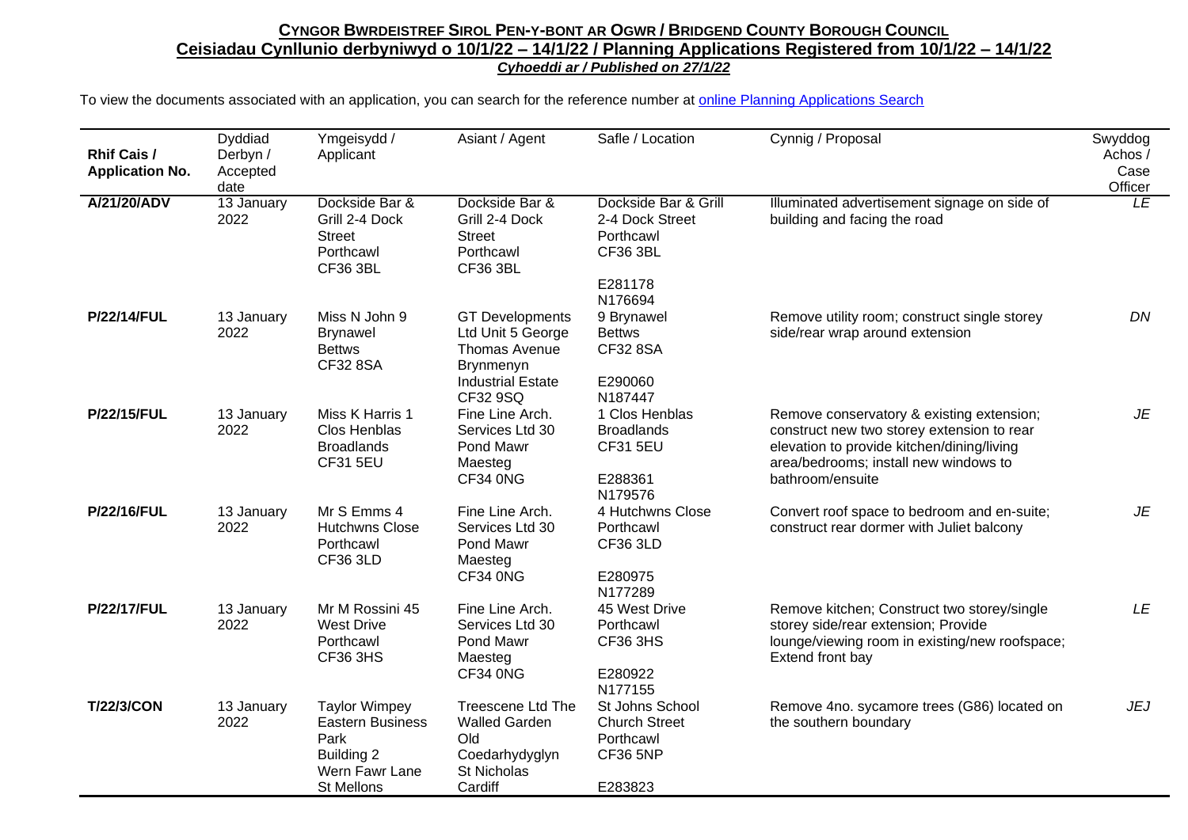**CYNGOR BWRDEISTREF SIROL PEN-Y-BONT AR OGWR / BRIDGEND COUNTY BOROUGH COUNCIL**

**Ceisiadau Cynllunio derbyniwyd o 10/1/22 – 14/1/22 / Planning Applications Registered from 10/1/22 – 14/1/22**

***Cyhoeddi ar / Published on 27/1/22***

To view the documents associated with an application, you can search for the reference number at [online Planning Applications Search]

| Rhif Cais / Application No. | Dyddiad Derbyn / Accepted date | Ymgeisydd / Applicant | Asiant / Agent | Safle / Location | Cynnig / Proposal | Swyddog Achos / Case Officer |
|---|---|---|---|---|---|---|
| **A/21/20/ADV** | 13 January 2022 | Dockside Bar & Grill 2-4 Dock Street Porthcawl CF36 3BL | Dockside Bar & Grill 2-4 Dock Street Porthcawl CF36 3BL | Dockside Bar & Grill 2-4 Dock Street Porthcawl CF36 3BL E281178 N176694 | Illuminated advertisement signage on side of building and facing the road | *LE* |
| **P/22/14/FUL** | 13 January 2022 | Miss N John 9 Brynawel Bettws CF32 8SA | GT Developments Ltd Unit 5 George Thomas Avenue Brynmenyn Industrial Estate CF32 9SQ | 9 Brynawel Bettws CF32 8SA E290060 N187447 | Remove utility room; construct single storey side/rear wrap around extension | *DN* |
| **P/22/15/FUL** | 13 January 2022 | Miss K Harris 1 Clos Henblas Broadlands CF31 5EU | Fine Line Arch. Services Ltd 30 Pond Mawr Maesteg CF34 0NG | 1 Clos Henblas Broadlands CF31 5EU E288361 N179576 | Remove conservatory & existing extension; construct new two storey extension to rear elevation to provide kitchen/dining/living area/bedrooms; install new windows to bathroom/ensuite | *JE* |
| **P/22/16/FUL** | 13 January 2022 | Mr S Emms 4 Hutchwns Close Porthcawl CF36 3LD | Fine Line Arch. Services Ltd 30 Pond Mawr Maesteg CF34 0NG | 4 Hutchwns Close Porthcawl CF36 3LD E280975 N177289 | Convert roof space to bedroom and en-suite; construct rear dormer with Juliet balcony | *JE* |
| **P/22/17/FUL** | 13 January 2022 | Mr M Rossini 45 West Drive Porthcawl CF36 3HS | Fine Line Arch. Services Ltd 30 Pond Mawr Maesteg CF34 0NG | 45 West Drive Porthcawl CF36 3HS E280922 N177155 | Remove kitchen; Construct two storey/single storey side/rear extension; Provide lounge/viewing room in existing/new roofspace; Extend front bay | *LE* |
| **T/22/3/CON** | 13 January 2022 | Taylor Wimpey Eastern Business Park Building 2 Wern Fawr Lane St Mellons | Treescene Ltd The Walled Garden Old Coedarhydyglyn St Nicholas Cardiff | St Johns School Church Street Porthcawl CF36 5NP E283823 | Remove 4no. sycamore trees (G86) located on the southern boundary | *JEJ* |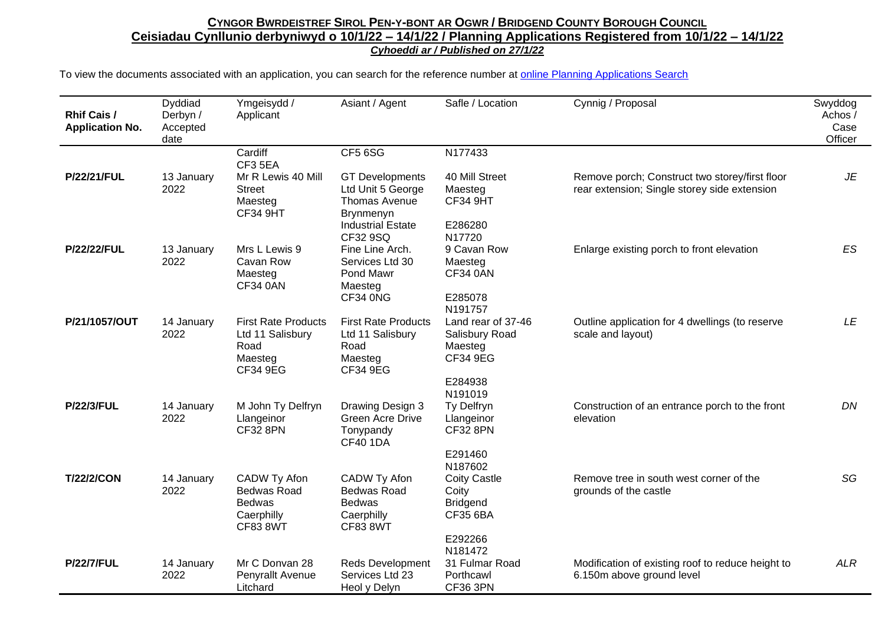# CYNGOR BWRDEISTREF SIROL PEN-Y-BONT AR OGWR / BRIDGEND COUNTY BOROUGH COUNCIL

## Ceisiadau Cynllunio derbyniwyd o 10/1/22 – 14/1/22 / Planning Applications Registered from 10/1/22 – 14/1/22

***Cyhoeddi ar / Published on 27/1/22***

To view the documents associated with an application, you can search for the reference number at online Planning Applications Search

| Rhif Cais / Application No. | Dyddiad Derbyn / Accepted date | Ymgeisydd / Applicant | Asiant / Agent | Safle / Location | Cynnig / Proposal | Swyddog Achos / Case Officer |
|---|---|---|---|---|---|---|
| | | Cardiff CF3 5EA | CF5 6SG | N177433 | | |
| **P/22/21/FUL** | 13 January 2022 | Mr R Lewis 40 Mill Street Maesteg CF34 9HT | GT Developments Ltd Unit 5 George Thomas Avenue Brynmenyn Industrial Estate CF32 9SQ | 40 Mill Street Maesteg CF34 9HT E286280 N17720 | Remove porch; Construct two storey/first floor rear extension; Single storey side extension | *JE* |
| **P/22/22/FUL** | 13 January 2022 | Mrs L Lewis 9 Cavan Row Maesteg CF34 0AN | Fine Line Arch. Services Ltd 30 Pond Mawr Maesteg CF34 0NG | 9 Cavan Row Maesteg CF34 0AN E285078 N191757 | Enlarge existing porch to front elevation | *ES* |
| **P/21/1057/OUT** | 14 January 2022 | First Rate Products Ltd 11 Salisbury Road Maesteg CF34 9EG | First Rate Products Ltd 11 Salisbury Road Maesteg CF34 9EG | Land rear of 37-46 Salisbury Road Maesteg CF34 9EG E284938 N191019 | Outline application for 4 dwellings (to reserve scale and layout) | *LE* |
| **P/22/3/FUL** | 14 January 2022 | M John Ty Delfryn Llangeinor CF32 8PN | Drawing Design 3 Green Acre Drive Tonypandy CF40 1DA | Ty Delfryn Llangeinor CF32 8PN E291460 N187602 | Construction of an entrance porch to the front elevation | *DN* |
| **T/22/2/CON** | 14 January 2022 | CADW Ty Afon Bedwas Road Bedwas Caerphilly CF83 8WT | CADW Ty Afon Bedwas Road Bedwas Caerphilly CF83 8WT | Coity Castle Coity Bridgend CF35 6BA E292266 N181472 | Remove tree in south west corner of the grounds of the castle | *SG* |
| **P/22/7/FUL** | 14 January 2022 | Mr C Donvan 28 Penyrallt Avenue Litchard | Reds Development Services Ltd 23 Heol y Delyn | 31 Fulmar Road Porthcawl CF36 3PN | Modification of existing roof to reduce height to 6.150m above ground level | *ALR* |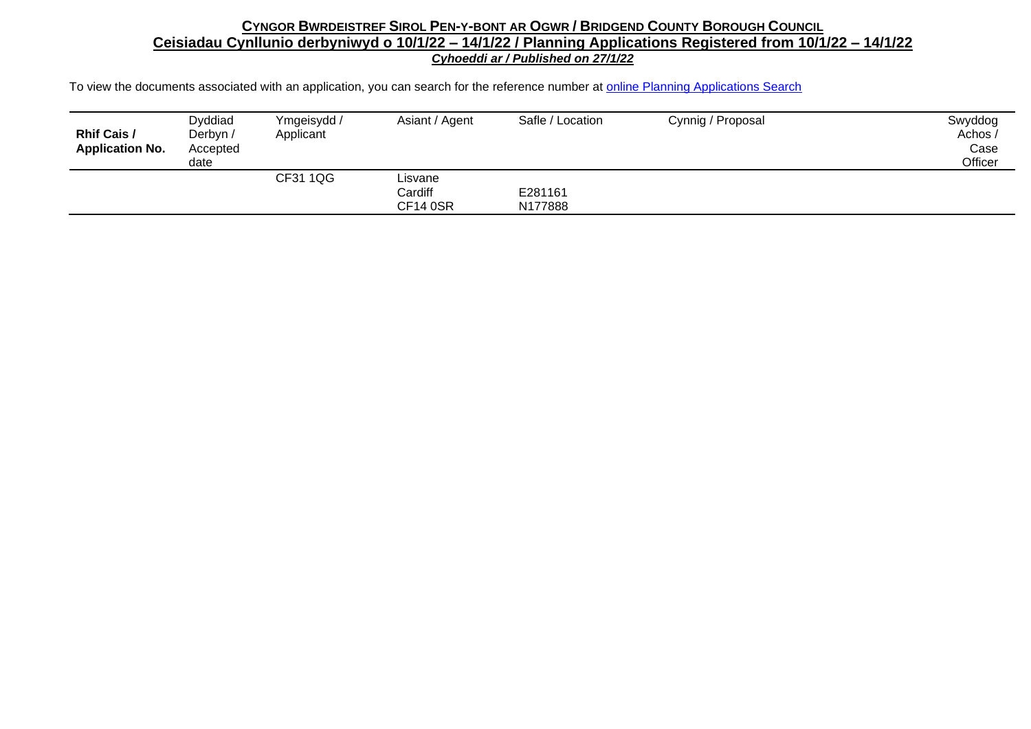**CYNGOR BWRDEISTREF SIROL PEN-Y-BONT AR OGWR / BRIDGEND COUNTY BOROUGH COUNCIL**

**Ceisiadau Cynllunio derbyniwyd o 10/1/22 – 14/1/22 / Planning Applications Registered from 10/1/22 – 14/1/22**

***Cyhoeddi ar / Published on 27/1/22***

To view the documents associated with an application, you can search for the reference number at [online Planning Applications Search]()

| **Rhif Cais / Application No.** | Dyddiad Derbyn / Accepted date | Ymgeisydd / Applicant | Asiant / Agent | Safle / Location | Cynnig / Proposal | Swyddog Achos / Case Officer |
|---|---|---|---|---|---|---|
| | | CF31 1QG | Lisvane<br>Cardiff<br>CF14 0SR | E281161<br>N177888 | | |